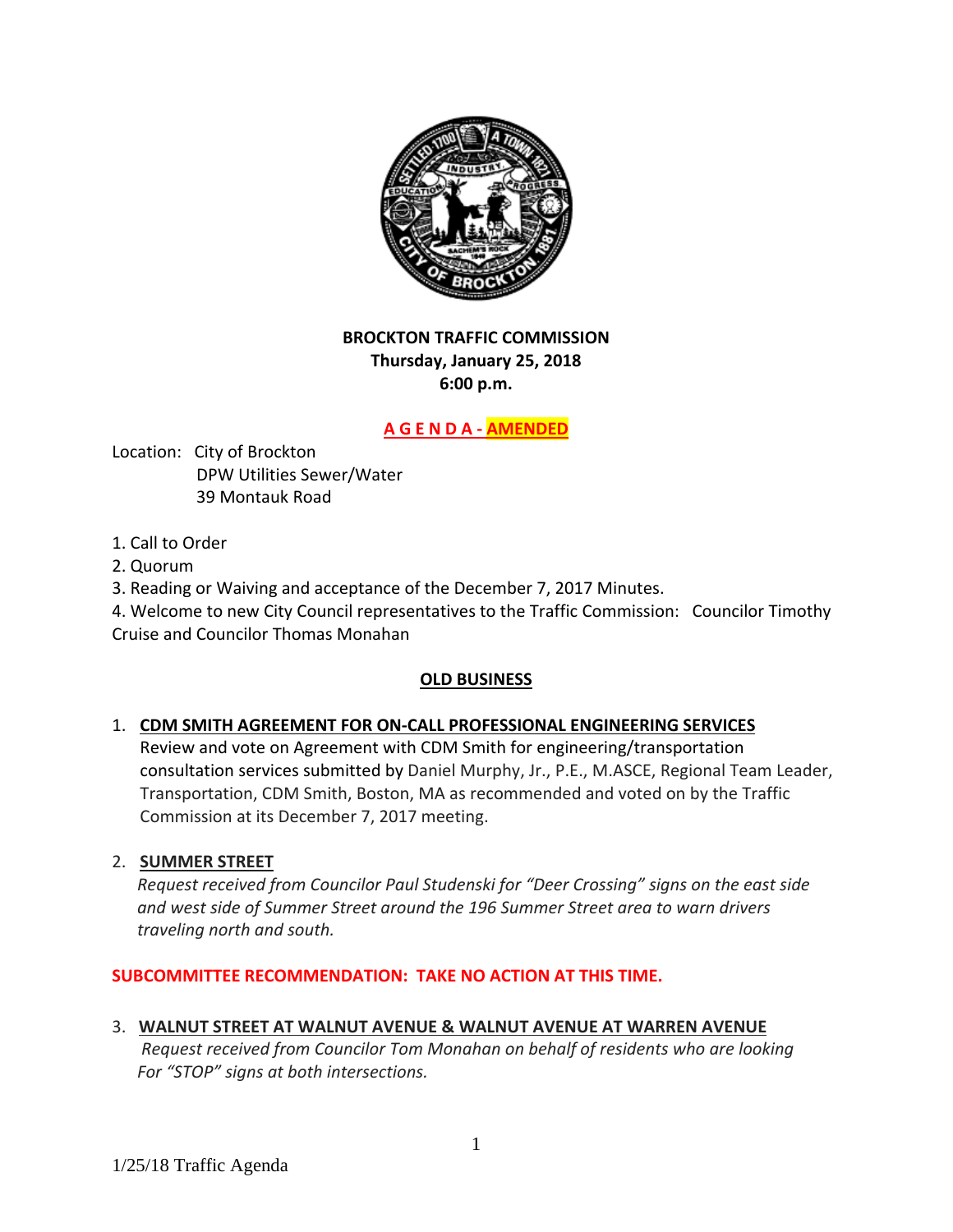# BROCKTON TRAFFIC COMMISSION

**Thursday, January 25, 2018**
**6:00 p.m.**

## A G E N D A - AMENDED

Location: City of Brockton
DPW Utilities Sewer/Water
39 Montauk Road

1. Call to Order
2. Quorum
3. Reading or Waiving and acceptance of the December 7, 2017 Minutes.
4. Welcome to new City Council representatives to the Traffic Commission: Councilor Timothy Cruise and Councilor Thomas Monahan

## OLD BUSINESS

1. **CDM SMITH AGREEMENT FOR ON-CALL PROFESSIONAL ENGINEERING SERVICES**
   Review and vote on Agreement with CDM Smith for engineering/transportation consultation services submitted by Daniel Murphy, Jr., P.E., M.ASCE, Regional Team Leader, Transportation, CDM Smith, Boston, MA as recommended and voted on by the Traffic Commission at its December 7, 2017 meeting.

2. **SUMMER STREET**
   *Request received from Councilor Paul Studenski for "Deer Crossing" signs on the east side and west side of Summer Street around the 196 Summer Street area to warn drivers traveling north and south.*

**SUBCOMMITTEE RECOMMENDATION: TAKE NO ACTION AT THIS TIME.**

3. **WALNUT STREET AT WALNUT AVENUE & WALNUT AVENUE AT WARREN AVENUE**
   *Request received from Councilor Tom Monahan on behalf of residents who are looking For "STOP" signs at both intersections.*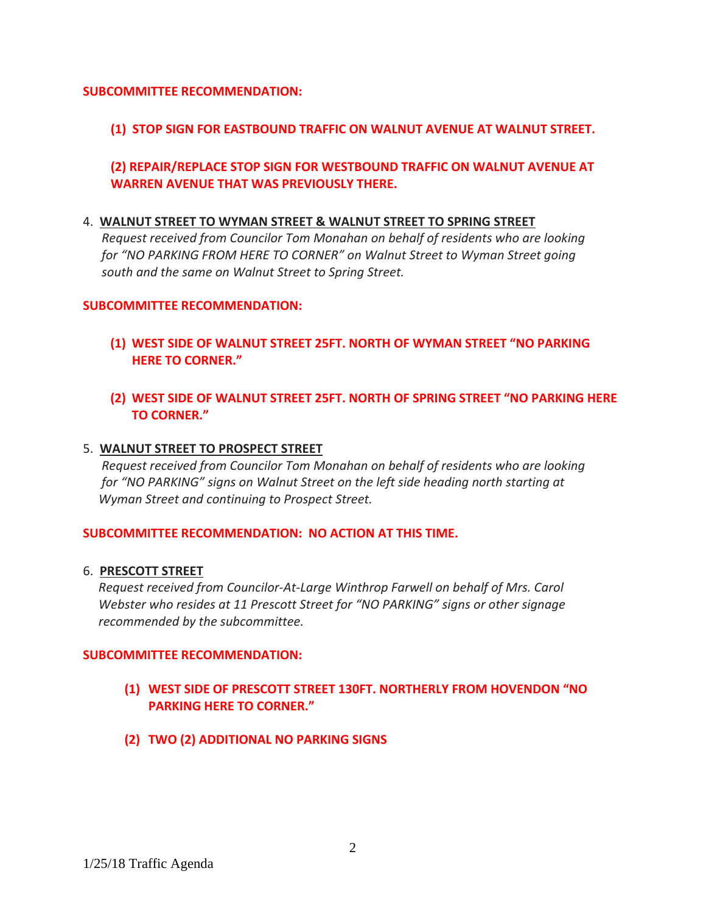**SUBCOMMITTEE RECOMMENDATION:**

**(1) STOP SIGN FOR EASTBOUND TRAFFIC ON WALNUT AVENUE AT WALNUT STREET.**

**(2) REPAIR/REPLACE STOP SIGN FOR WESTBOUND TRAFFIC ON WALNUT AVENUE AT WARREN AVENUE THAT WAS PREVIOUSLY THERE.**

4. **WALNUT STREET TO WYMAN STREET & WALNUT STREET TO SPRING STREET**
*Request received from Councilor Tom Monahan on behalf of residents who are looking for "NO PARKING FROM HERE TO CORNER" on Walnut Street to Wyman Street going south and the same on Walnut Street to Spring Street.*

**SUBCOMMITTEE RECOMMENDATION:**

**(1) WEST SIDE OF WALNUT STREET 25FT. NORTH OF WYMAN STREET "NO PARKING HERE TO CORNER."**

**(2) WEST SIDE OF WALNUT STREET 25FT. NORTH OF SPRING STREET "NO PARKING HERE TO CORNER."**

5. **WALNUT STREET TO PROSPECT STREET**
*Request received from Councilor Tom Monahan on behalf of residents who are looking for "NO PARKING" signs on Walnut Street on the left side heading north starting at Wyman Street and continuing to Prospect Street.*

**SUBCOMMITTEE RECOMMENDATION: NO ACTION AT THIS TIME.**

6. **PRESCOTT STREET**
*Request received from Councilor-At-Large Winthrop Farwell on behalf of Mrs. Carol Webster who resides at 11 Prescott Street for "NO PARKING" signs or other signage recommended by the subcommittee.*

**SUBCOMMITTEE RECOMMENDATION:**

**(1) WEST SIDE OF PRESCOTT STREET 130FT. NORTHERLY FROM HOVENDON "NO PARKING HERE TO CORNER."**

**(2) TWO (2) ADDITIONAL NO PARKING SIGNS**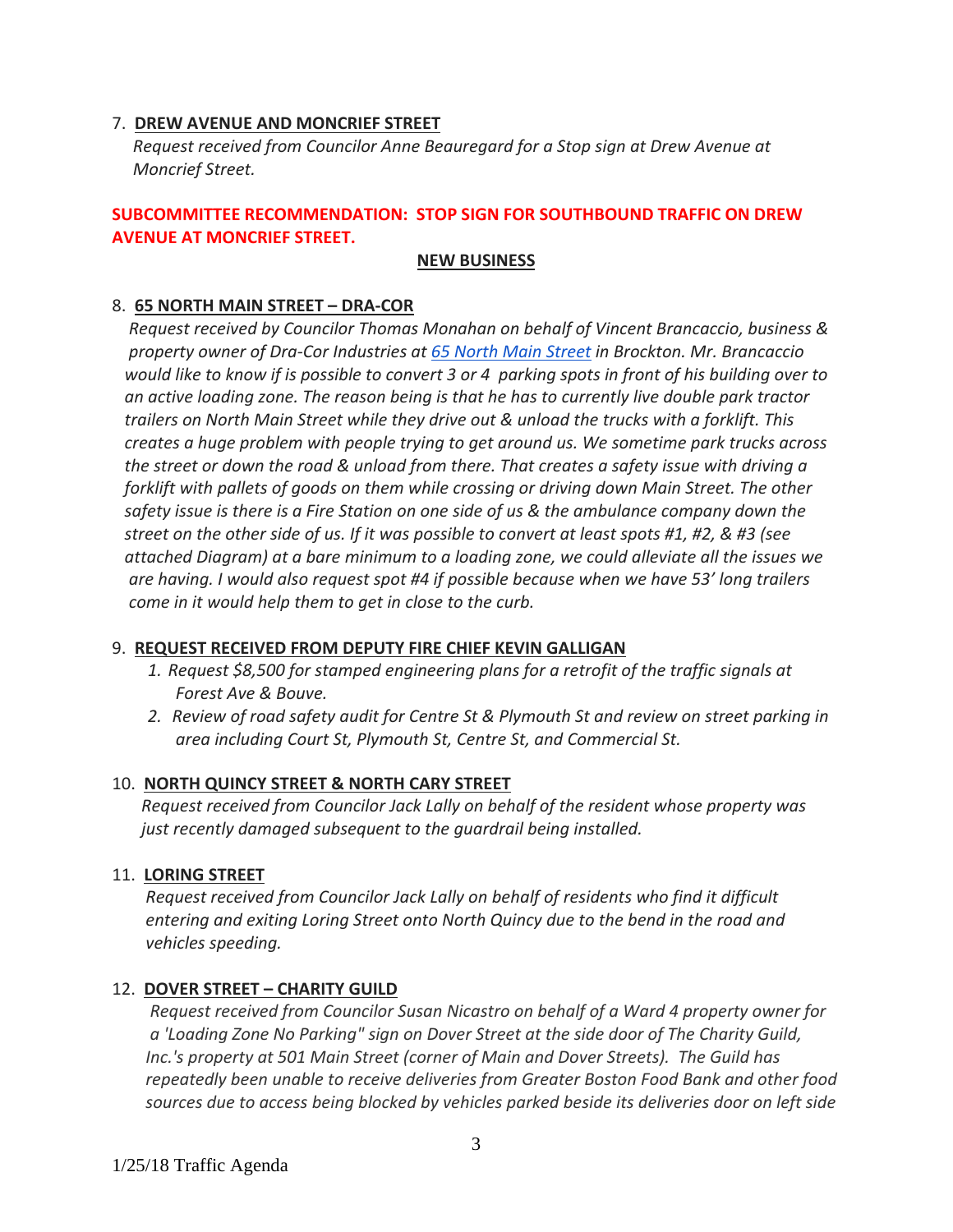7. **<u>DREW AVENUE AND MONCRIEF STREET</u>**

*Request received from Councilor Anne Beauregard for a Stop sign at Drew Avenue at Moncrief Street.*

**SUBCOMMITTEE RECOMMENDATION: STOP SIGN FOR SOUTHBOUND TRAFFIC ON DREW AVENUE AT MONCRIEF STREET.**

## <u>NEW BUSINESS</u>

8. **<u>65 NORTH MAIN STREET – DRA-COR</u>**

*Request received by Councilor Thomas Monahan on behalf of Vincent Brancaccio, business & property owner of Dra-Cor Industries at 65 North Main Street in Brockton. Mr. Brancaccio would like to know if is possible to convert 3 or 4 parking spots in front of his building over to an active loading zone. The reason being is that he has to currently live double park tractor trailers on North Main Street while they drive out & unload the trucks with a forklift. This creates a huge problem with people trying to get around us. We sometime park trucks across the street or down the road & unload from there. That creates a safety issue with driving a forklift with pallets of goods on them while crossing or driving down Main Street. The other safety issue is there is a Fire Station on one side of us & the ambulance company down the street on the other side of us. If it was possible to convert at least spots #1, #2, & #3 (see attached Diagram) at a bare minimum to a loading zone, we could alleviate all the issues we are having. I would also request spot #4 if possible because when we have 53' long trailers come in it would help them to get in close to the curb.*

9. **<u>REQUEST RECEIVED FROM DEPUTY FIRE CHIEF KEVIN GALLIGAN</u>**

   1. *Request $8,500 for stamped engineering plans for a retrofit of the traffic signals at Forest Ave & Bouve.*
   2. *Review of road safety audit for Centre St & Plymouth St and review on street parking in area including Court St, Plymouth St, Centre St, and Commercial St.*

10. **<u>NORTH QUINCY STREET & NORTH CARY STREET</u>**

*Request received from Councilor Jack Lally on behalf of the resident whose property was just recently damaged subsequent to the guardrail being installed.*

11. **<u>LORING STREET</u>**

*Request received from Councilor Jack Lally on behalf of residents who find it difficult entering and exiting Loring Street onto North Quincy due to the bend in the road and vehicles speeding.*

12. **<u>DOVER STREET – CHARITY GUILD</u>**

*Request received from Councilor Susan Nicastro on behalf of a Ward 4 property owner for a 'Loading Zone No Parking" sign on Dover Street at the side door of The Charity Guild, Inc.'s property at 501 Main Street (corner of Main and Dover Streets). The Guild has repeatedly been unable to receive deliveries from Greater Boston Food Bank and other food sources due to access being blocked by vehicles parked beside its deliveries door on left side*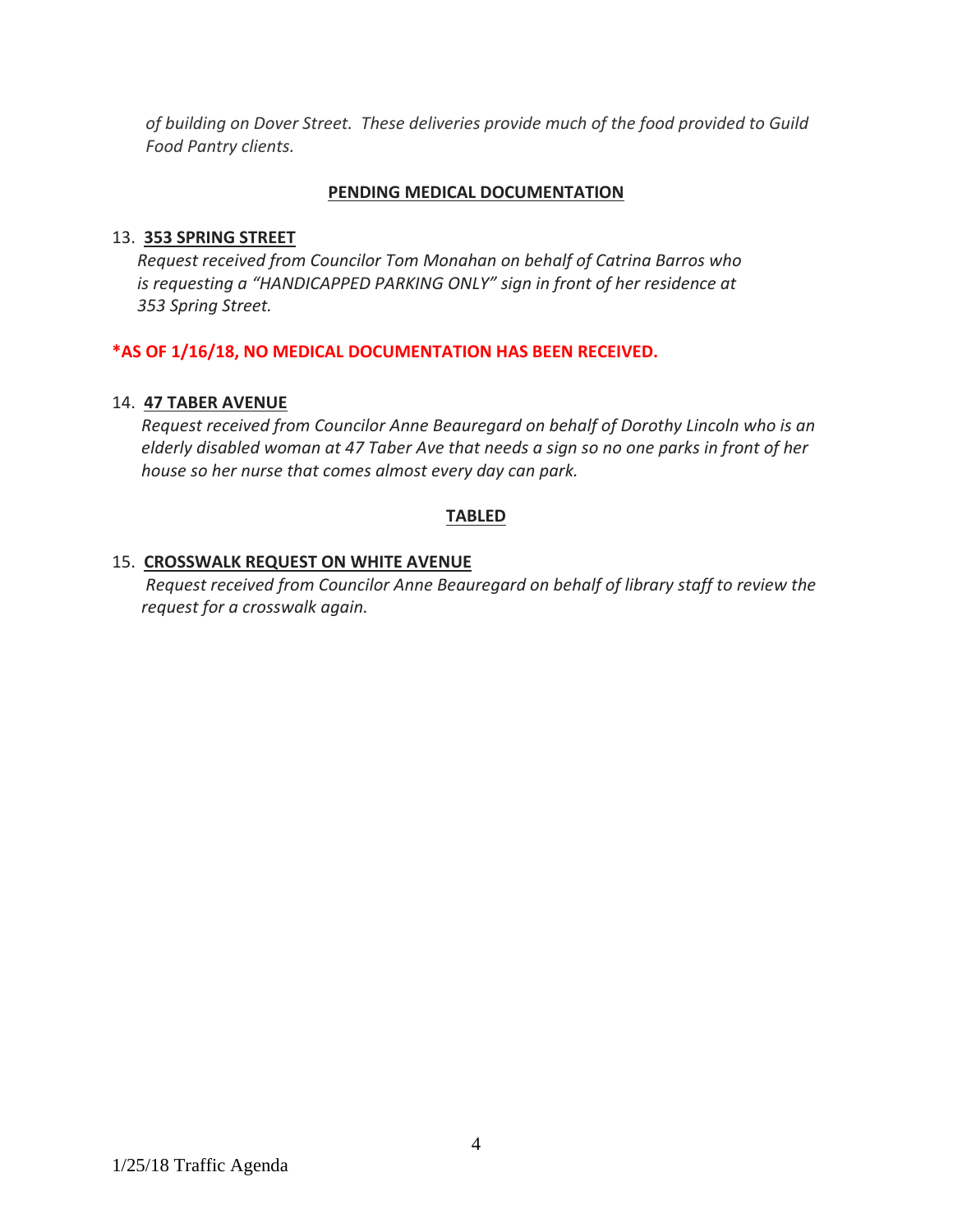*of building on Dover Street. These deliveries provide much of the food provided to Guild Food Pantry clients.*

## PENDING MEDICAL DOCUMENTATION

13. **353 SPRING STREET**

*Request received from Councilor Tom Monahan on behalf of Catrina Barros who is requesting a "HANDICAPPED PARKING ONLY" sign in front of her residence at 353 Spring Street.*

**\*AS OF 1/16/18, NO MEDICAL DOCUMENTATION HAS BEEN RECEIVED.**

14. **47 TABER AVENUE**

*Request received from Councilor Anne Beauregard on behalf of Dorothy Lincoln who is an elderly disabled woman at 47 Taber Ave that needs a sign so no one parks in front of her house so her nurse that comes almost every day can park.*

## TABLED

15. **CROSSWALK REQUEST ON WHITE AVENUE**

*Request received from Councilor Anne Beauregard on behalf of library staff to review the request for a crosswalk again.*